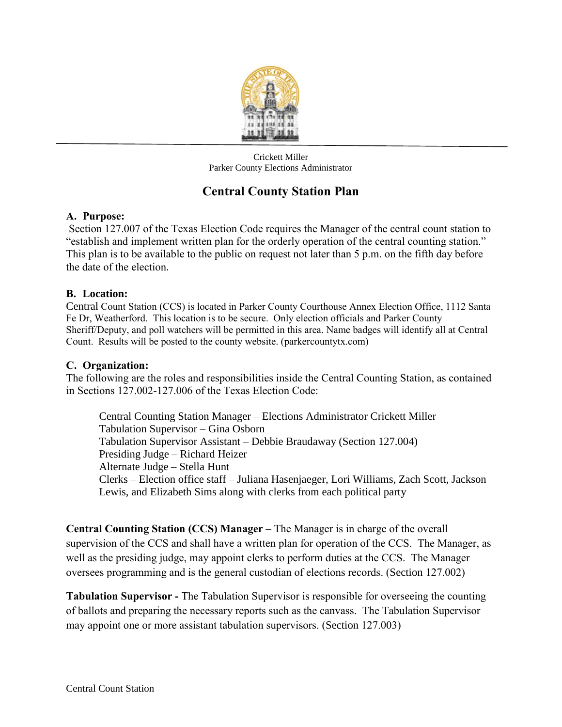Crickett Miller
Parker County Elections Administrator

# Central County Station Plan

## A. Purpose:

Section 127.007 of the Texas Election Code requires the Manager of the central count station to "establish and implement written plan for the orderly operation of the central counting station." This plan is to be available to the public on request not later than 5 p.m. on the fifth day before the date of the election.

## B. Location:

Central Count Station (CCS) is located in Parker County Courthouse Annex Election Office, 1112 Santa Fe Dr, Weatherford. This location is to be secure. Only election officials and Parker County Sheriff/Deputy, and poll watchers will be permitted in this area. Name badges will identify all at Central Count. Results will be posted to the county website. (parkercountytx.com)

## C. Organization:

The following are the roles and responsibilities inside the Central Counting Station, as contained in Sections 127.002-127.006 of the Texas Election Code:

Central Counting Station Manager – Elections Administrator Crickett Miller
Tabulation Supervisor – Gina Osborn
Tabulation Supervisor Assistant – Debbie Braudaway (Section 127.004)
Presiding Judge – Richard Heizer
Alternate Judge – Stella Hunt
Clerks – Election office staff – Juliana Hasenjaeger, Lori Williams, Zach Scott, Jackson Lewis, and Elizabeth Sims along with clerks from each political party

**Central Counting Station (CCS) Manager** – The Manager is in charge of the overall supervision of the CCS and shall have a written plan for operation of the CCS. The Manager, as well as the presiding judge, may appoint clerks to perform duties at the CCS. The Manager oversees programming and is the general custodian of elections records. (Section 127.002)

**Tabulation Supervisor -** The Tabulation Supervisor is responsible for overseeing the counting of ballots and preparing the necessary reports such as the canvass. The Tabulation Supervisor may appoint one or more assistant tabulation supervisors. (Section 127.003)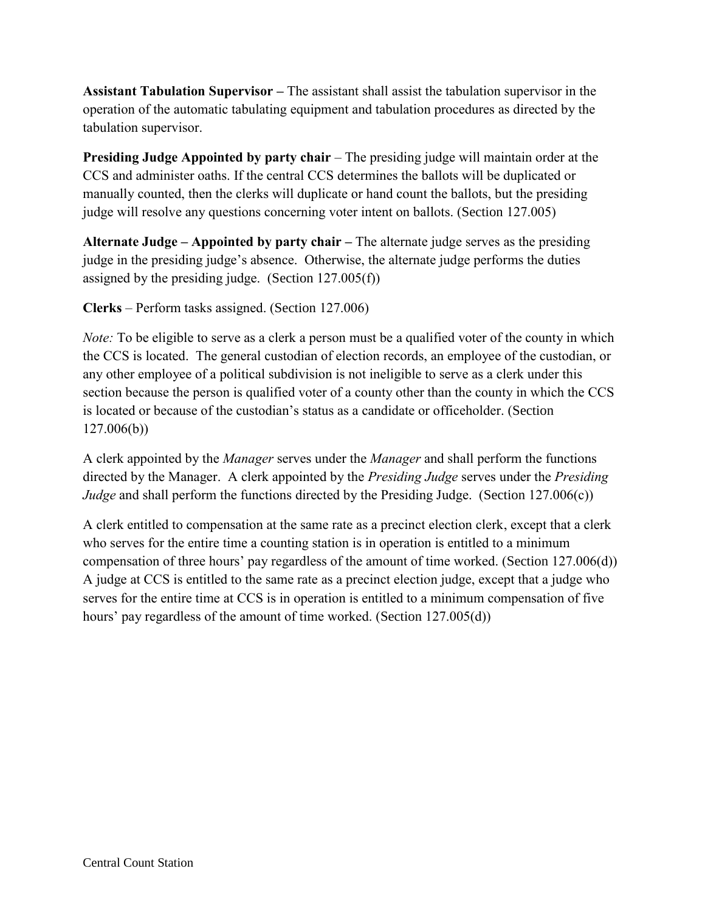**Assistant Tabulation Supervisor –** The assistant shall assist the tabulation supervisor in the operation of the automatic tabulating equipment and tabulation procedures as directed by the tabulation supervisor.

**Presiding Judge Appointed by party chair** – The presiding judge will maintain order at the CCS and administer oaths. If the central CCS determines the ballots will be duplicated or manually counted, then the clerks will duplicate or hand count the ballots, but the presiding judge will resolve any questions concerning voter intent on ballots. (Section 127.005)

**Alternate Judge – Appointed by party chair –** The alternate judge serves as the presiding judge in the presiding judge's absence. Otherwise, the alternate judge performs the duties assigned by the presiding judge. (Section 127.005(f))

**Clerks** – Perform tasks assigned. (Section 127.006)

*Note:* To be eligible to serve as a clerk a person must be a qualified voter of the county in which the CCS is located. The general custodian of election records, an employee of the custodian, or any other employee of a political subdivision is not ineligible to serve as a clerk under this section because the person is qualified voter of a county other than the county in which the CCS is located or because of the custodian's status as a candidate or officeholder. (Section 127.006(b))

A clerk appointed by the *Manager* serves under the *Manager* and shall perform the functions directed by the Manager. A clerk appointed by the *Presiding Judge* serves under the *Presiding Judge* and shall perform the functions directed by the Presiding Judge. (Section 127.006(c))

A clerk entitled to compensation at the same rate as a precinct election clerk, except that a clerk who serves for the entire time a counting station is in operation is entitled to a minimum compensation of three hours' pay regardless of the amount of time worked. (Section 127.006(d)) A judge at CCS is entitled to the same rate as a precinct election judge, except that a judge who serves for the entire time at CCS is in operation is entitled to a minimum compensation of five hours' pay regardless of the amount of time worked. (Section 127.005(d))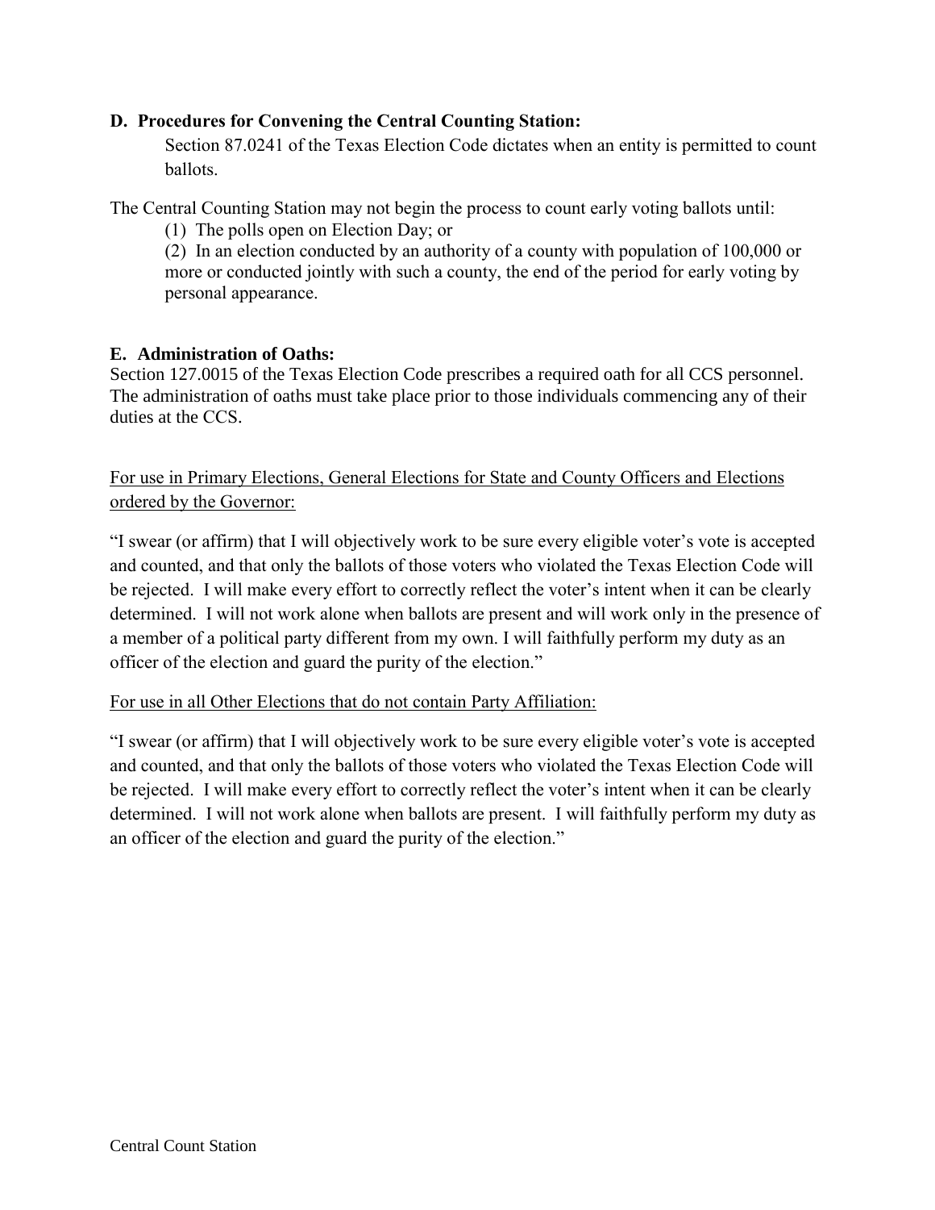### D. Procedures for Convening the Central Counting Station:

Section 87.0241 of the Texas Election Code dictates when an entity is permitted to count ballots.

The Central Counting Station may not begin the process to count early voting ballots until:

(1) The polls open on Election Day; or

(2) In an election conducted by an authority of a county with population of 100,000 or more or conducted jointly with such a county, the end of the period for early voting by personal appearance.

### E. Administration of Oaths:

Section 127.0015 of the Texas Election Code prescribes a required oath for all CCS personnel. The administration of oaths must take place prior to those individuals commencing any of their duties at the CCS.

<u>For use in Primary Elections, General Elections for State and County Officers and Elections ordered by the Governor:</u>

"I swear (or affirm) that I will objectively work to be sure every eligible voter's vote is accepted and counted, and that only the ballots of those voters who violated the Texas Election Code will be rejected. I will make every effort to correctly reflect the voter's intent when it can be clearly determined. I will not work alone when ballots are present and will work only in the presence of a member of a political party different from my own. I will faithfully perform my duty as an officer of the election and guard the purity of the election."

<u>For use in all Other Elections that do not contain Party Affiliation:</u>

"I swear (or affirm) that I will objectively work to be sure every eligible voter's vote is accepted and counted, and that only the ballots of those voters who violated the Texas Election Code will be rejected. I will make every effort to correctly reflect the voter's intent when it can be clearly determined. I will not work alone when ballots are present. I will faithfully perform my duty as an officer of the election and guard the purity of the election."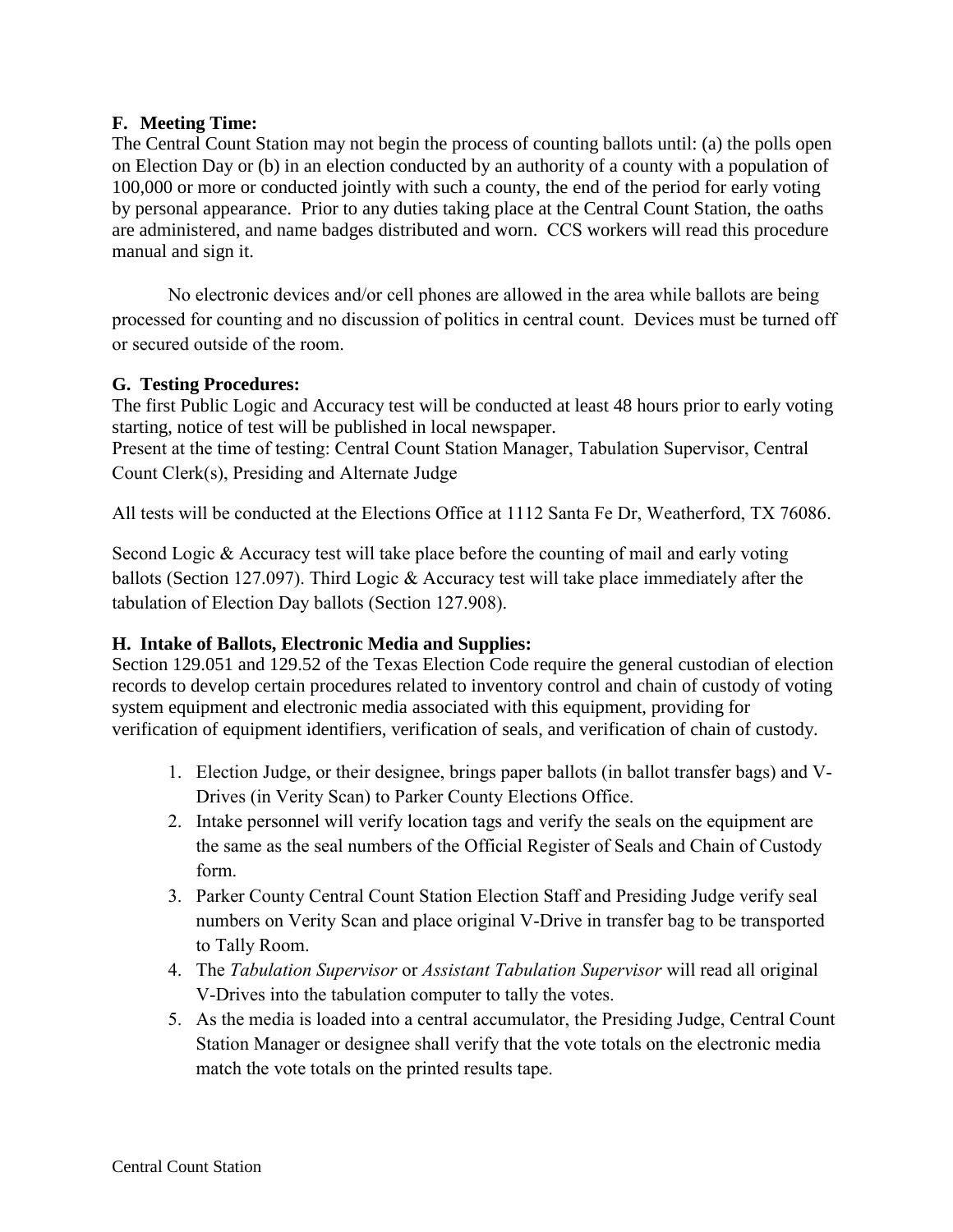**F. Meeting Time:**

The Central Count Station may not begin the process of counting ballots until: (a) the polls open on Election Day or (b) in an election conducted by an authority of a county with a population of 100,000 or more or conducted jointly with such a county, the end of the period for early voting by personal appearance. Prior to any duties taking place at the Central Count Station, the oaths are administered, and name badges distributed and worn. CCS workers will read this procedure manual and sign it.

No electronic devices and/or cell phones are allowed in the area while ballots are being processed for counting and no discussion of politics in central count. Devices must be turned off or secured outside of the room.

**G. Testing Procedures:**

The first Public Logic and Accuracy test will be conducted at least 48 hours prior to early voting starting, notice of test will be published in local newspaper.
Present at the time of testing: Central Count Station Manager, Tabulation Supervisor, Central Count Clerk(s), Presiding and Alternate Judge

All tests will be conducted at the Elections Office at 1112 Santa Fe Dr, Weatherford, TX 76086.

Second Logic & Accuracy test will take place before the counting of mail and early voting ballots (Section 127.097). Third Logic & Accuracy test will take place immediately after the tabulation of Election Day ballots (Section 127.908).

**H. Intake of Ballots, Electronic Media and Supplies:**

Section 129.051 and 129.52 of the Texas Election Code require the general custodian of election records to develop certain procedures related to inventory control and chain of custody of voting system equipment and electronic media associated with this equipment, providing for verification of equipment identifiers, verification of seals, and verification of chain of custody.

1. Election Judge, or their designee, brings paper ballots (in ballot transfer bags) and V-Drives (in Verity Scan) to Parker County Elections Office.
2. Intake personnel will verify location tags and verify the seals on the equipment are the same as the seal numbers of the Official Register of Seals and Chain of Custody form.
3. Parker County Central Count Station Election Staff and Presiding Judge verify seal numbers on Verity Scan and place original V-Drive in transfer bag to be transported to Tally Room.
4. The *Tabulation Supervisor* or *Assistant Tabulation Supervisor* will read all original V-Drives into the tabulation computer to tally the votes.
5. As the media is loaded into a central accumulator, the Presiding Judge, Central Count Station Manager or designee shall verify that the vote totals on the electronic media match the vote totals on the printed results tape.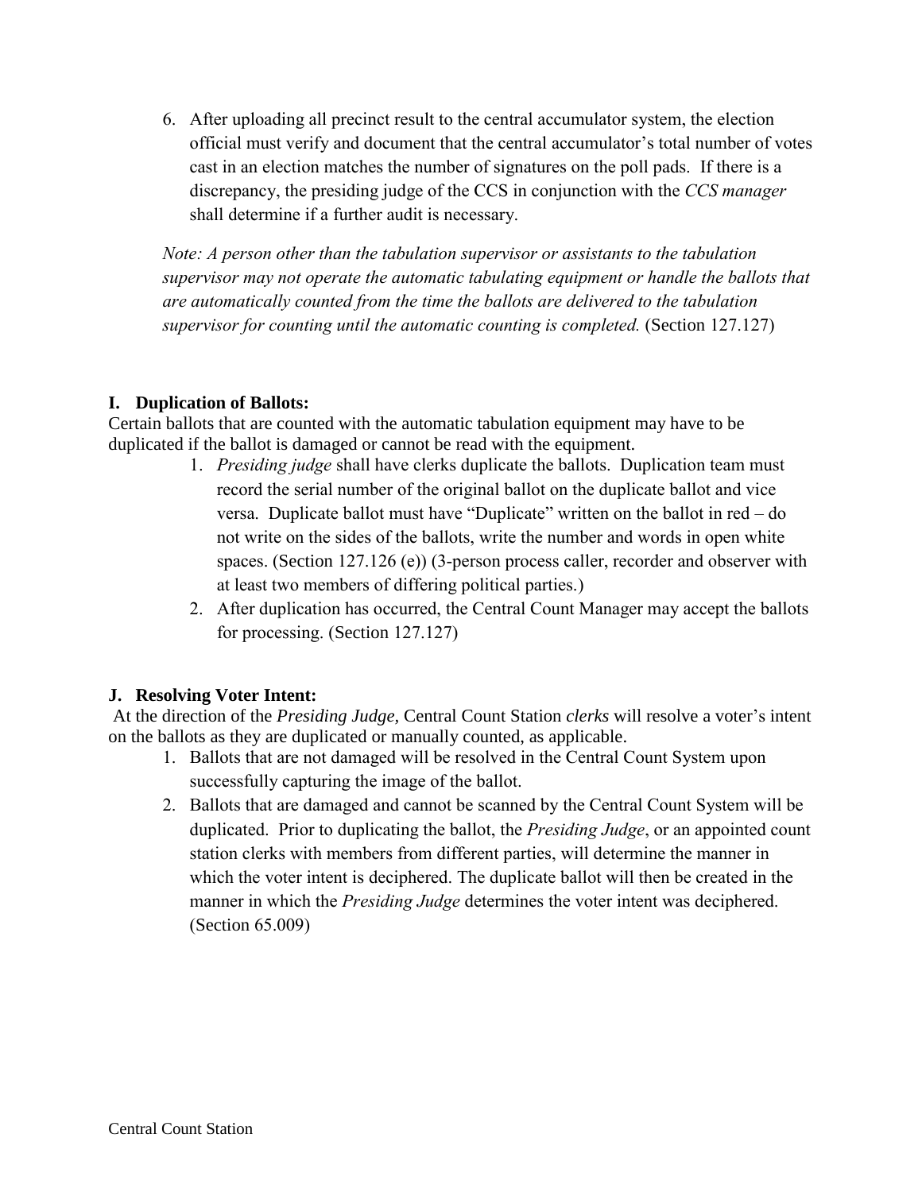6. After uploading all precinct result to the central accumulator system, the election official must verify and document that the central accumulator's total number of votes cast in an election matches the number of signatures on the poll pads. If there is a discrepancy, the presiding judge of the CCS in conjunction with the *CCS manager* shall determine if a further audit is necessary.

*Note: A person other than the tabulation supervisor or assistants to the tabulation supervisor may not operate the automatic tabulating equipment or handle the ballots that are automatically counted from the time the ballots are delivered to the tabulation supervisor for counting until the automatic counting is completed.* (Section 127.127)

## I. Duplication of Ballots:

Certain ballots that are counted with the automatic tabulation equipment may have to be duplicated if the ballot is damaged or cannot be read with the equipment.

1. *Presiding judge* shall have clerks duplicate the ballots. Duplication team must record the serial number of the original ballot on the duplicate ballot and vice versa. Duplicate ballot must have "Duplicate" written on the ballot in red – do not write on the sides of the ballots, write the number and words in open white spaces. (Section 127.126 (e)) (3-person process caller, recorder and observer with at least two members of differing political parties.)
2. After duplication has occurred, the Central Count Manager may accept the ballots for processing. (Section 127.127)

## J. Resolving Voter Intent:

At the direction of the *Presiding Judge,* Central Count Station *clerks* will resolve a voter's intent on the ballots as they are duplicated or manually counted, as applicable.

1. Ballots that are not damaged will be resolved in the Central Count System upon successfully capturing the image of the ballot.
2. Ballots that are damaged and cannot be scanned by the Central Count System will be duplicated. Prior to duplicating the ballot, the *Presiding Judge*, or an appointed count station clerks with members from different parties, will determine the manner in which the voter intent is deciphered. The duplicate ballot will then be created in the manner in which the *Presiding Judge* determines the voter intent was deciphered. (Section 65.009)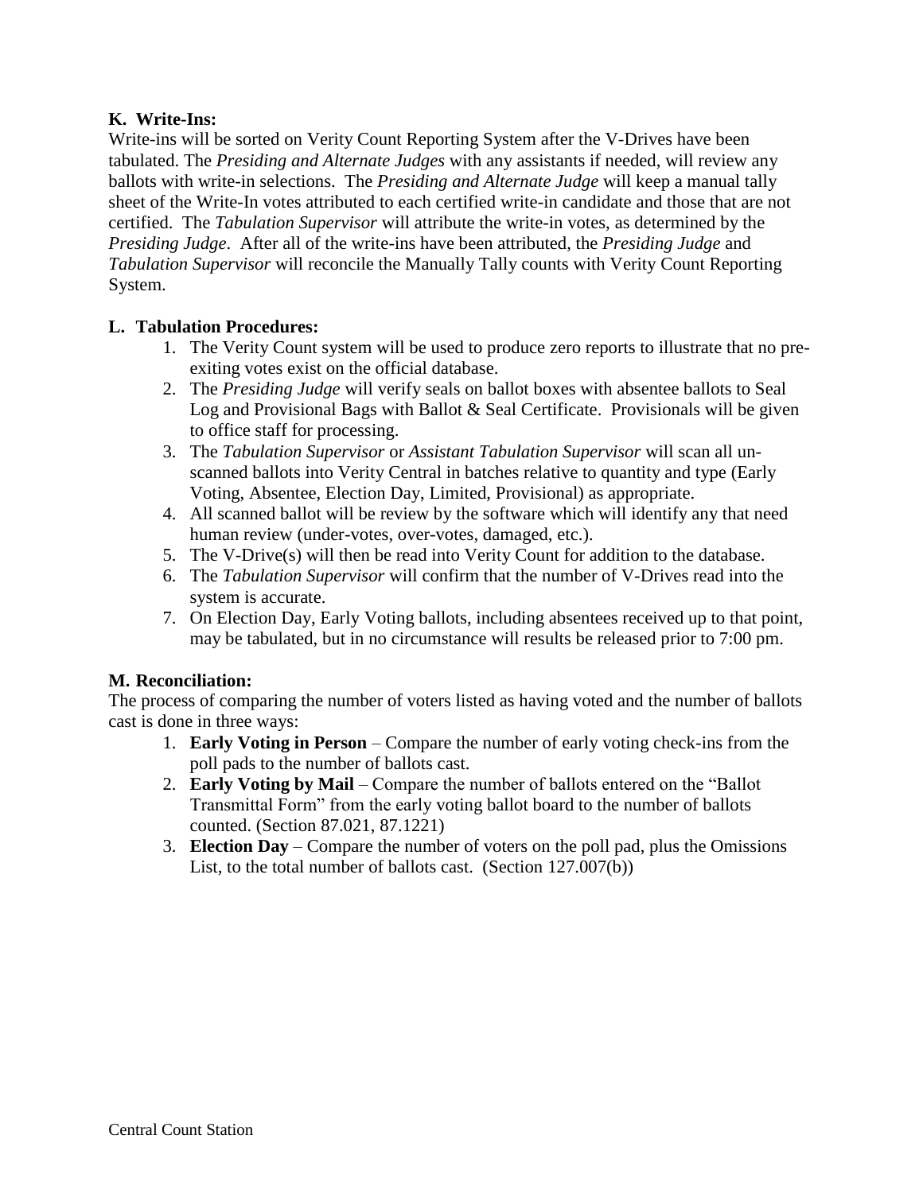**K. Write-Ins:**

Write-ins will be sorted on Verity Count Reporting System after the V-Drives have been tabulated. The *Presiding and Alternate Judges* with any assistants if needed, will review any ballots with write-in selections. The *Presiding and Alternate Judge* will keep a manual tally sheet of the Write-In votes attributed to each certified write-in candidate and those that are not certified. The *Tabulation Supervisor* will attribute the write-in votes, as determined by the *Presiding Judge*. After all of the write-ins have been attributed, the *Presiding Judge* and *Tabulation Supervisor* will reconcile the Manually Tally counts with Verity Count Reporting System.

**L. Tabulation Procedures:**

1. The Verity Count system will be used to produce zero reports to illustrate that no pre-exiting votes exist on the official database.
2. The *Presiding Judge* will verify seals on ballot boxes with absentee ballots to Seal Log and Provisional Bags with Ballot & Seal Certificate. Provisionals will be given to office staff for processing.
3. The *Tabulation Supervisor* or *Assistant Tabulation Supervisor* will scan all un-scanned ballots into Verity Central in batches relative to quantity and type (Early Voting, Absentee, Election Day, Limited, Provisional) as appropriate.
4. All scanned ballot will be review by the software which will identify any that need human review (under-votes, over-votes, damaged, etc.).
5. The V-Drive(s) will then be read into Verity Count for addition to the database.
6. The *Tabulation Supervisor* will confirm that the number of V-Drives read into the system is accurate.
7. On Election Day, Early Voting ballots, including absentees received up to that point, may be tabulated, but in no circumstance will results be released prior to 7:00 pm.

**M. Reconciliation:**

The process of comparing the number of voters listed as having voted and the number of ballots cast is done in three ways:

1. **Early Voting in Person** – Compare the number of early voting check-ins from the poll pads to the number of ballots cast.
2. **Early Voting by Mail** – Compare the number of ballots entered on the "Ballot Transmittal Form" from the early voting ballot board to the number of ballots counted. (Section 87.021, 87.1221)
3. **Election Day** – Compare the number of voters on the poll pad, plus the Omissions List, to the total number of ballots cast. (Section 127.007(b))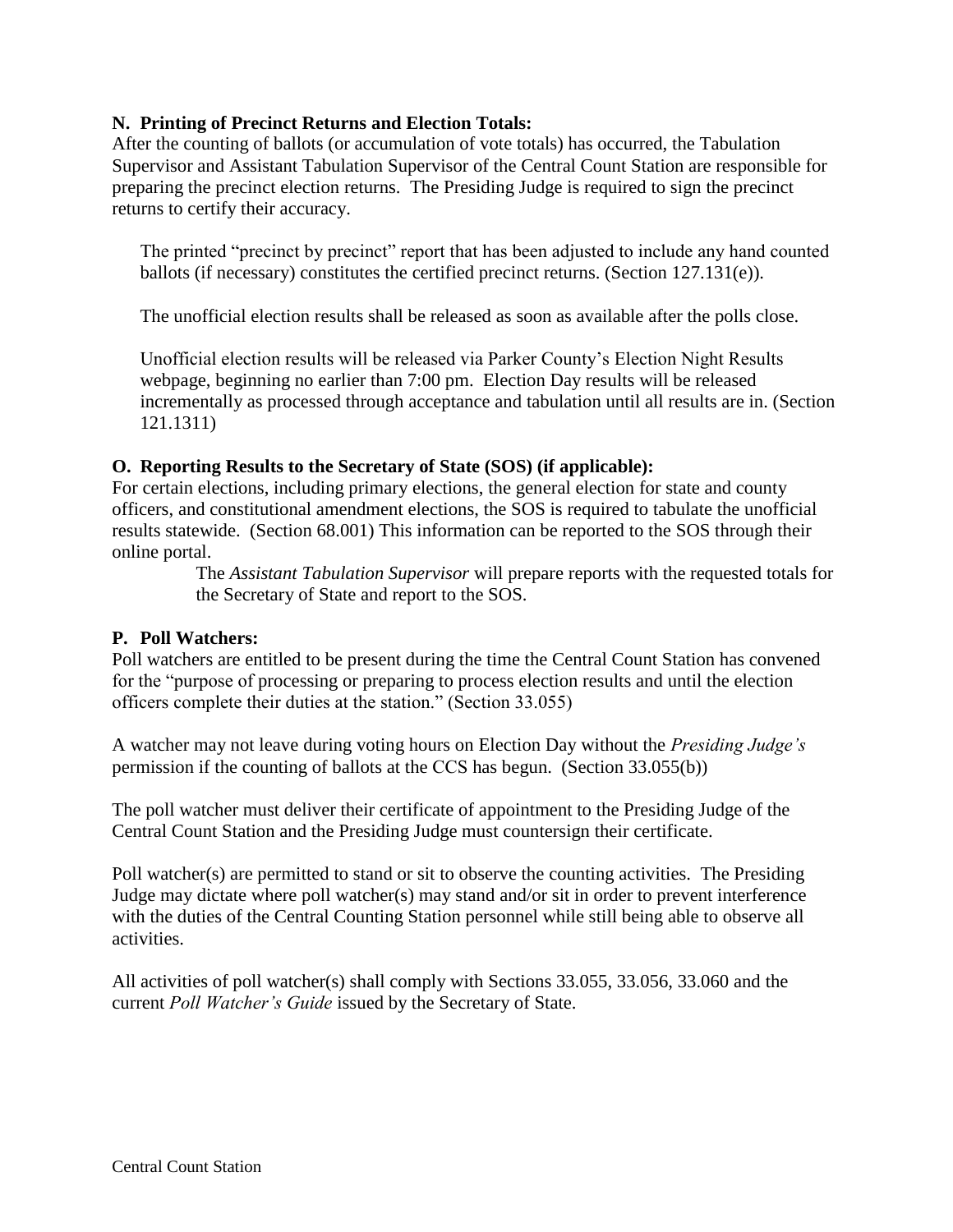**N. Printing of Precinct Returns and Election Totals:**

After the counting of ballots (or accumulation of vote totals) has occurred, the Tabulation Supervisor and Assistant Tabulation Supervisor of the Central Count Station are responsible for preparing the precinct election returns. The Presiding Judge is required to sign the precinct returns to certify their accuracy.

The printed "precinct by precinct" report that has been adjusted to include any hand counted ballots (if necessary) constitutes the certified precinct returns. (Section 127.131(e)).

The unofficial election results shall be released as soon as available after the polls close.

Unofficial election results will be released via Parker County's Election Night Results webpage, beginning no earlier than 7:00 pm. Election Day results will be released incrementally as processed through acceptance and tabulation until all results are in. (Section 121.1311)

**O. Reporting Results to the Secretary of State (SOS) (if applicable):**

For certain elections, including primary elections, the general election for state and county officers, and constitutional amendment elections, the SOS is required to tabulate the unofficial results statewide. (Section 68.001) This information can be reported to the SOS through their online portal.

The *Assistant Tabulation Supervisor* will prepare reports with the requested totals for the Secretary of State and report to the SOS.

**P. Poll Watchers:**

Poll watchers are entitled to be present during the time the Central Count Station has convened for the "purpose of processing or preparing to process election results and until the election officers complete their duties at the station." (Section 33.055)

A watcher may not leave during voting hours on Election Day without the *Presiding Judge's* permission if the counting of ballots at the CCS has begun. (Section 33.055(b))

The poll watcher must deliver their certificate of appointment to the Presiding Judge of the Central Count Station and the Presiding Judge must countersign their certificate.

Poll watcher(s) are permitted to stand or sit to observe the counting activities. The Presiding Judge may dictate where poll watcher(s) may stand and/or sit in order to prevent interference with the duties of the Central Counting Station personnel while still being able to observe all activities.

All activities of poll watcher(s) shall comply with Sections 33.055, 33.056, 33.060 and the current *Poll Watcher's Guide* issued by the Secretary of State.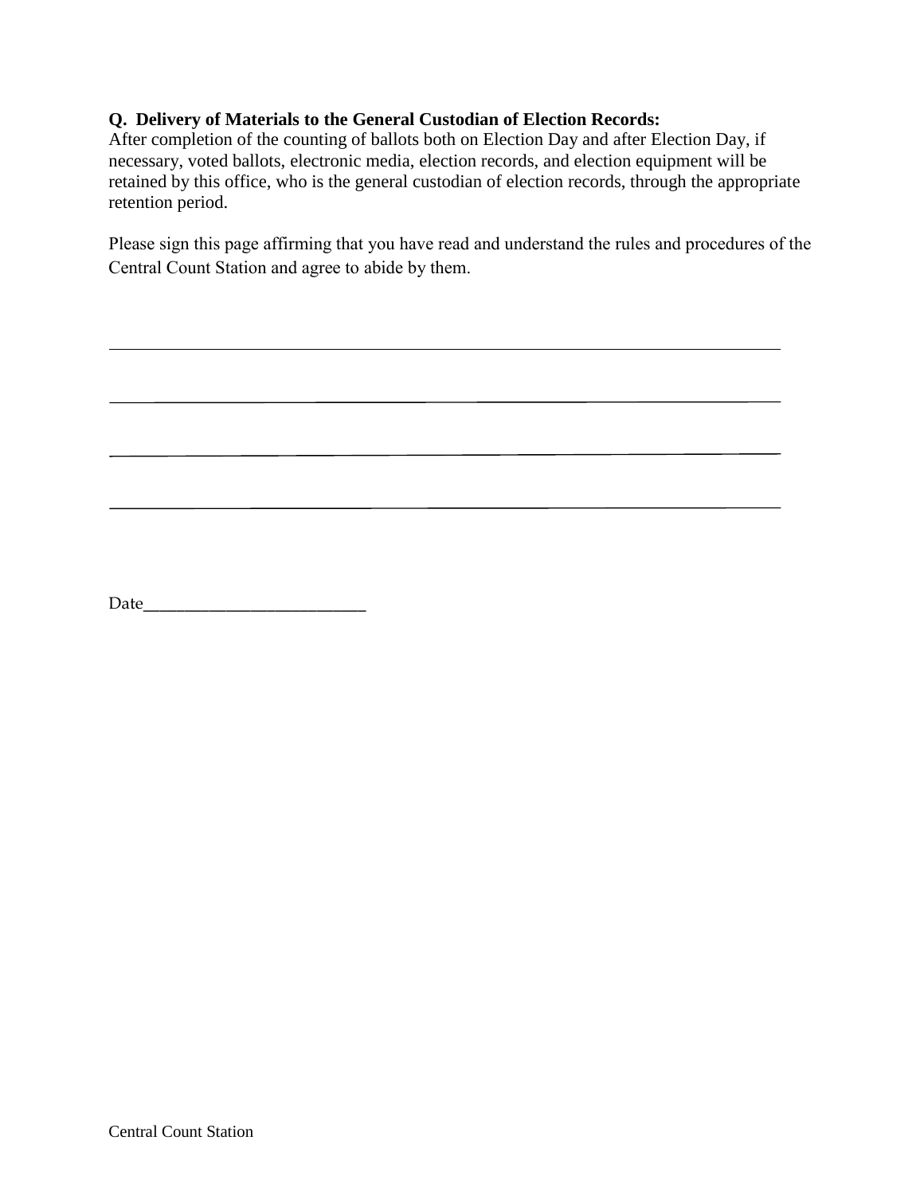**Q. Delivery of Materials to the General Custodian of Election Records:**
After completion of the counting of ballots both on Election Day and after Election Day, if necessary, voted ballots, electronic media, election records, and election equipment will be retained by this office, who is the general custodian of election records, through the appropriate retention period.

Please sign this page affirming that you have read and understand the rules and procedures of the Central Count Station and agree to abide by them.

______________________________________________________________________

______________________________________________________________________

______________________________________________________________________

______________________________________________________________________

Date_________________________